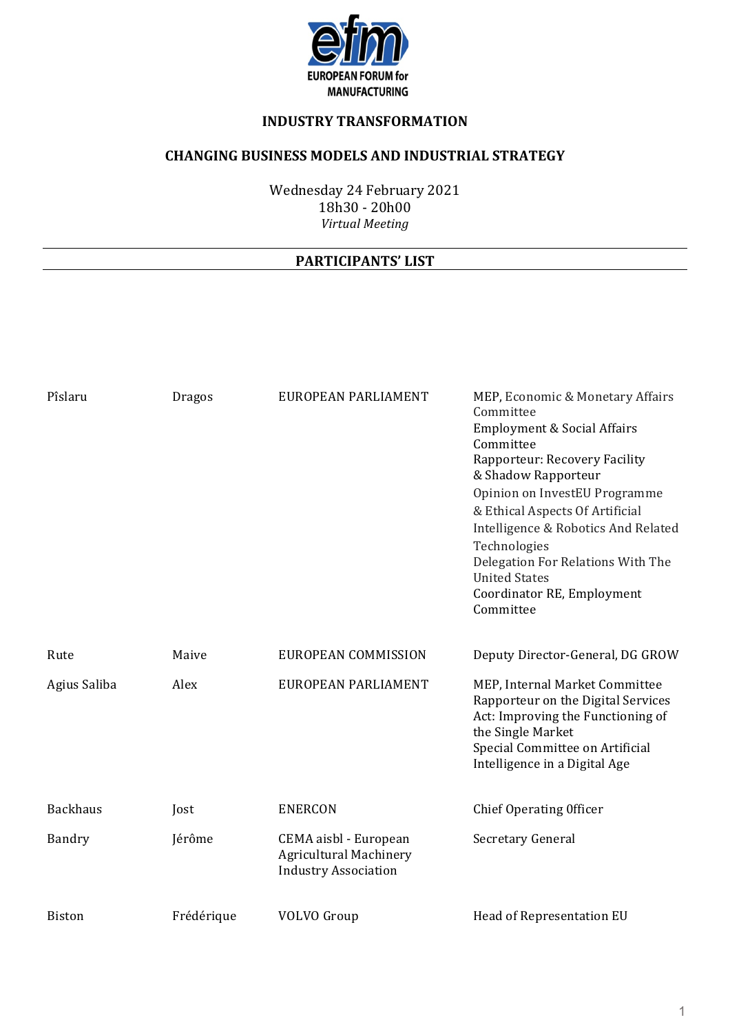**EUROPEAN FORUM for MANUFACTURING**

## INDUSTRY TRANSFORMATION

## CHANGING BUSINESS MODELS AND INDUSTRIAL STRATEGY

Wednesday 24 February 2021
18h30 - 20h00
*Virtual Meeting*

## PARTICIPANTS' LIST

| | | | |
|---|---|---|---|
| Pîslaru | Dragos | EUROPEAN PARLIAMENT | MEP, Economic & Monetary Affairs Committee<br>Employment & Social Affairs Committee<br>Rapporteur: Recovery Facility & Shadow Rapporteur<br>Opinion on InvestEU Programme & Ethical Aspects Of Artificial Intelligence & Robotics And Related Technologies<br>Delegation For Relations With The United States<br>Coordinator RE, Employment Committee |
| Rute | Maive | EUROPEAN COMMISSION | Deputy Director-General, DG GROW |
| Agius Saliba | Alex | EUROPEAN PARLIAMENT | MEP, Internal Market Committee<br>Rapporteur on the Digital Services Act: Improving the Functioning of the Single Market<br>Special Committee on Artificial Intelligence in a Digital Age |
| Backhaus | Jost | ENERCON | Chief Operating Officer |
| Bandry | Jérôme | CEMA aisbl - European Agricultural Machinery Industry Association | Secretary General |
| Biston | Frédérique | VOLVO Group | Head of Representation EU |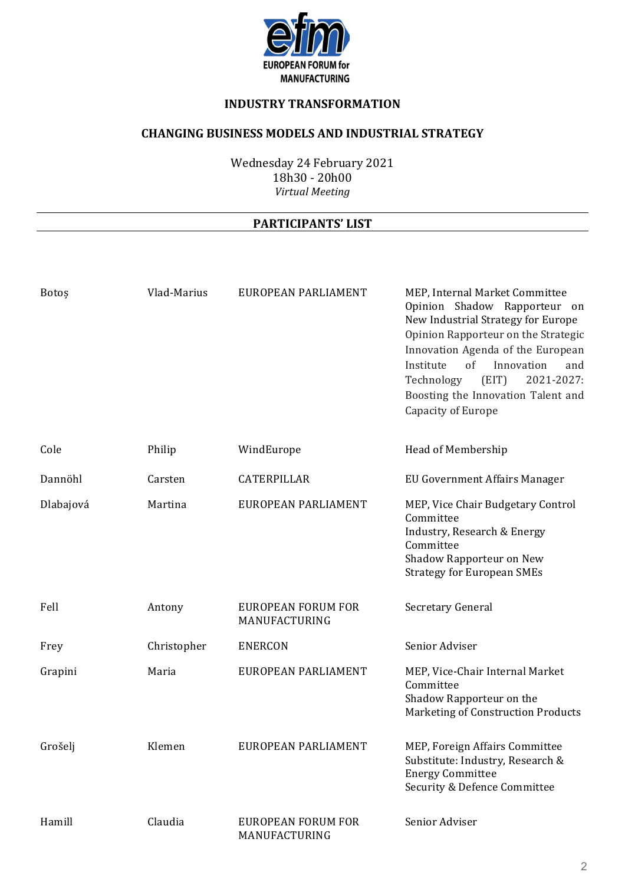**EUROPEAN FORUM for MANUFACTURING**

**INDUSTRY TRANSFORMATION**

**CHANGING BUSINESS MODELS AND INDUSTRIAL STRATEGY**

Wednesday 24 February 2021
18h30 - 20h00
*Virtual Meeting*

**PARTICIPANTS' LIST**

| | | | |
|---|---|---|---|
| Botoș | Vlad-Marius | EUROPEAN PARLIAMENT | MEP, Internal Market Committee<br>Opinion Shadow Rapporteur on New Industrial Strategy for Europe<br>Opinion Rapporteur on the Strategic Innovation Agenda of the European Institute of Innovation and Technology (EIT) 2021-2027: Boosting the Innovation Talent and Capacity of Europe |
| Cole | Philip | WindEurope | Head of Membership |
| Dannöhl | Carsten | CATERPILLAR | EU Government Affairs Manager |
| Dlabajová | Martina | EUROPEAN PARLIAMENT | MEP, Vice Chair Budgetary Control Committee<br>Industry, Research & Energy Committee<br>Shadow Rapporteur on New Strategy for European SMEs |
| Fell | Antony | EUROPEAN FORUM FOR MANUFACTURING | Secretary General |
| Frey | Christopher | ENERCON | Senior Adviser |
| Grapini | Maria | EUROPEAN PARLIAMENT | MEP, Vice-Chair Internal Market Committee<br>Shadow Rapporteur on the Marketing of Construction Products |
| Grošelj | Klemen | EUROPEAN PARLIAMENT | MEP, Foreign Affairs Committee<br>Substitute: Industry, Research & Energy Committee<br>Security & Defence Committee |
| Hamill | Claudia | EUROPEAN FORUM FOR MANUFACTURING | Senior Adviser |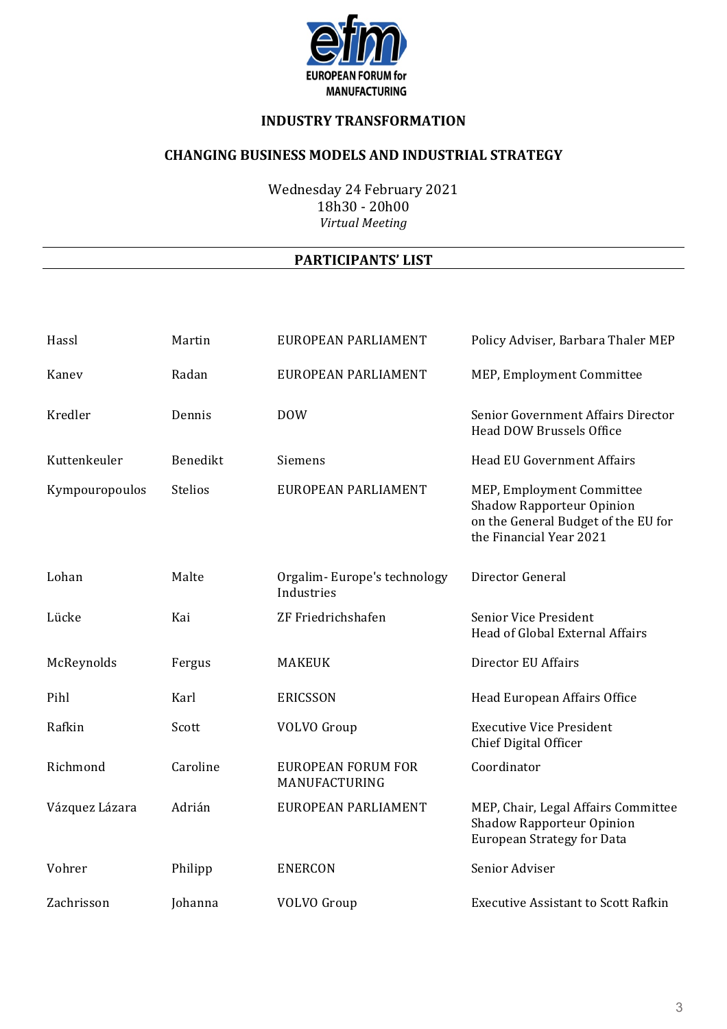EUROPEAN FORUM for MANUFACTURING

**INDUSTRY TRANSFORMATION**

**CHANGING BUSINESS MODELS AND INDUSTRIAL STRATEGY**

Wednesday 24 February 2021
18h30 - 20h00
*Virtual Meeting*

## PARTICIPANTS' LIST

| | | | |
|---|---|---|---|
| Hassl | Martin | EUROPEAN PARLIAMENT | Policy Adviser, Barbara Thaler MEP |
| Kanev | Radan | EUROPEAN PARLIAMENT | MEP, Employment Committee |
| Kredler | Dennis | DOW | Senior Government Affairs Director<br>Head DOW Brussels Office |
| Kuttenkeuler | Benedikt | Siemens | Head EU Government Affairs |
| Kympouropoulos | Stelios | EUROPEAN PARLIAMENT | MEP, Employment Committee<br>Shadow Rapporteur Opinion on the General Budget of the EU for the Financial Year 2021 |
| Lohan | Malte | Orgalim- Europe's technology Industries | Director General |
| Lücke | Kai | ZF Friedrichshafen | Senior Vice President<br>Head of Global External Affairs |
| McReynolds | Fergus | MAKEUK | Director EU Affairs |
| Pihl | Karl | ERICSSON | Head European Affairs Office |
| Rafkin | Scott | VOLVO Group | Executive Vice President<br>Chief Digital Officer |
| Richmond | Caroline | EUROPEAN FORUM FOR MANUFACTURING | Coordinator |
| Vázquez Lázara | Adrián | EUROPEAN PARLIAMENT | MEP, Chair, Legal Affairs Committee<br>Shadow Rapporteur Opinion European Strategy for Data |
| Vohrer | Philipp | ENERCON | Senior Adviser |
| Zachrisson | Johanna | VOLVO Group | Executive Assistant to Scott Rafkin |